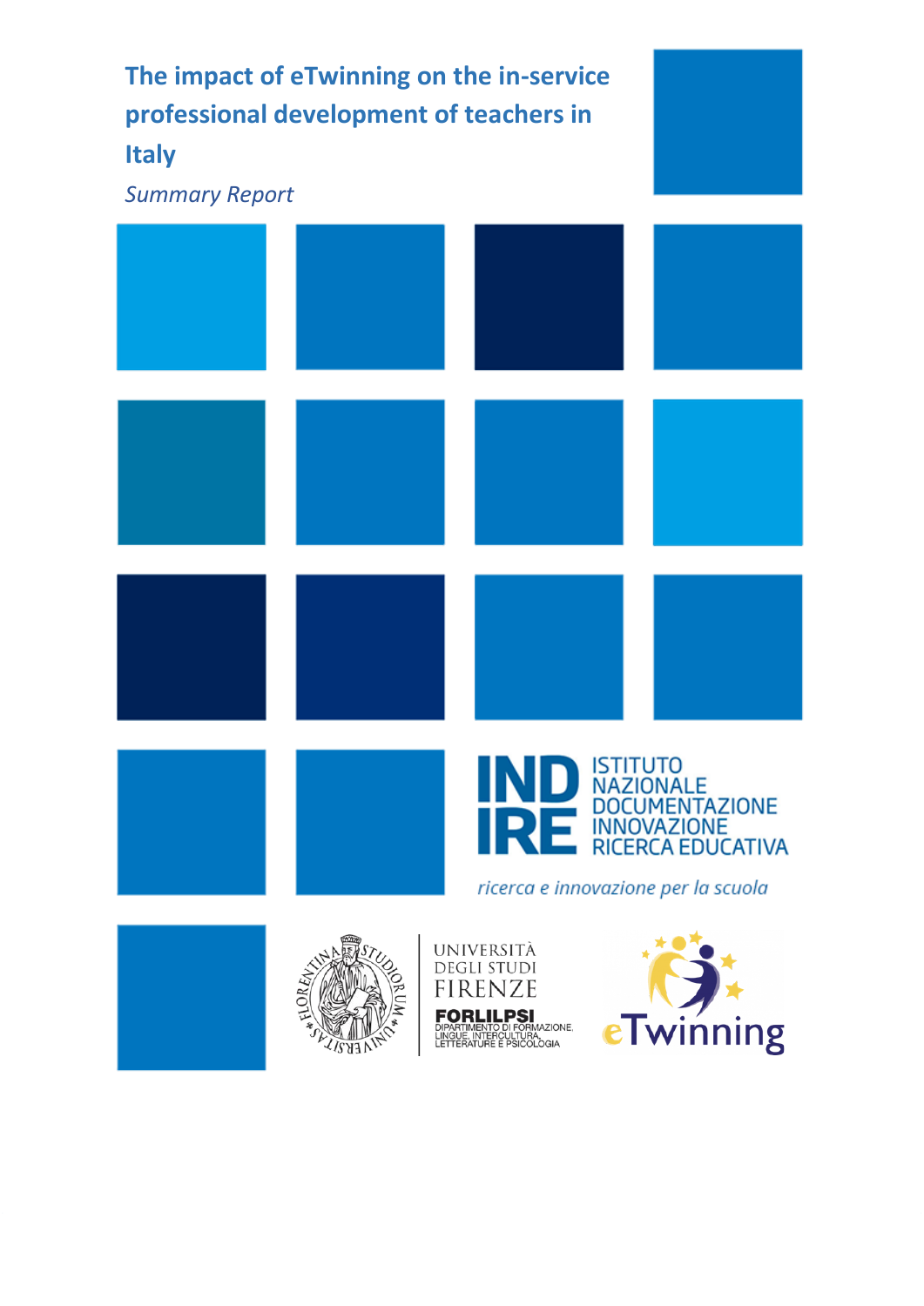# The impact of eTwinning on the in-service professional development of teachers in Italy

*Summary Report*

INDIRE ISTITUTO NAZIONALE DOCUMENTAZIONE INNOVAZIONE RICERCA EDUCATIVA

*ricerca e innovazione per la scuola*

UNIVERSITÀ DEGLI STUDI FIRENZE

FORLILPSI DIPARTIMENTO DI FORMAZIONE, LINGUE, INTERCULTURA, LETTERATURE E PSICOLOGIA

eTwinning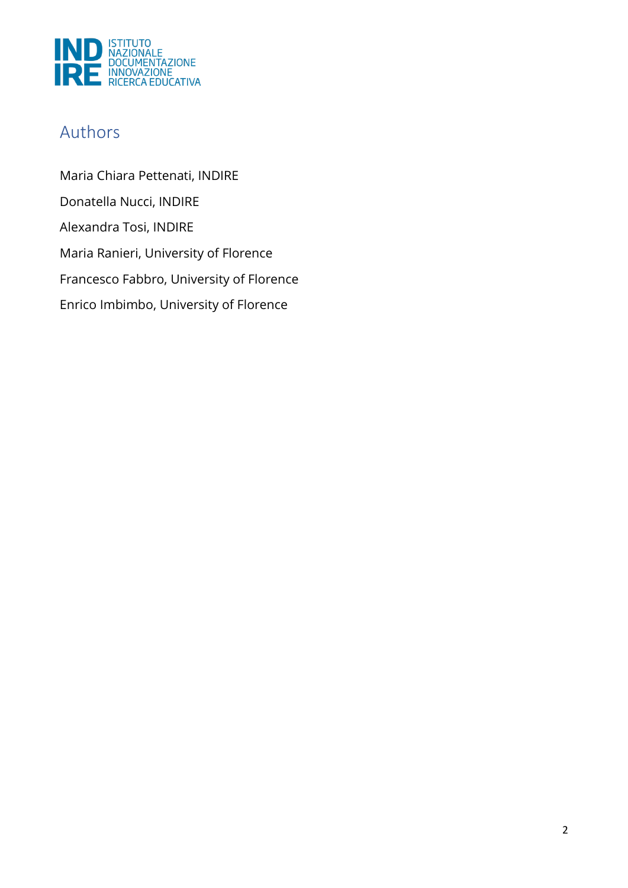## Authors

Maria Chiara Pettenati, INDIRE

Donatella Nucci, INDIRE

Alexandra Tosi, INDIRE

Maria Ranieri, University of Florence

Francesco Fabbro, University of Florence

Enrico Imbimbo, University of Florence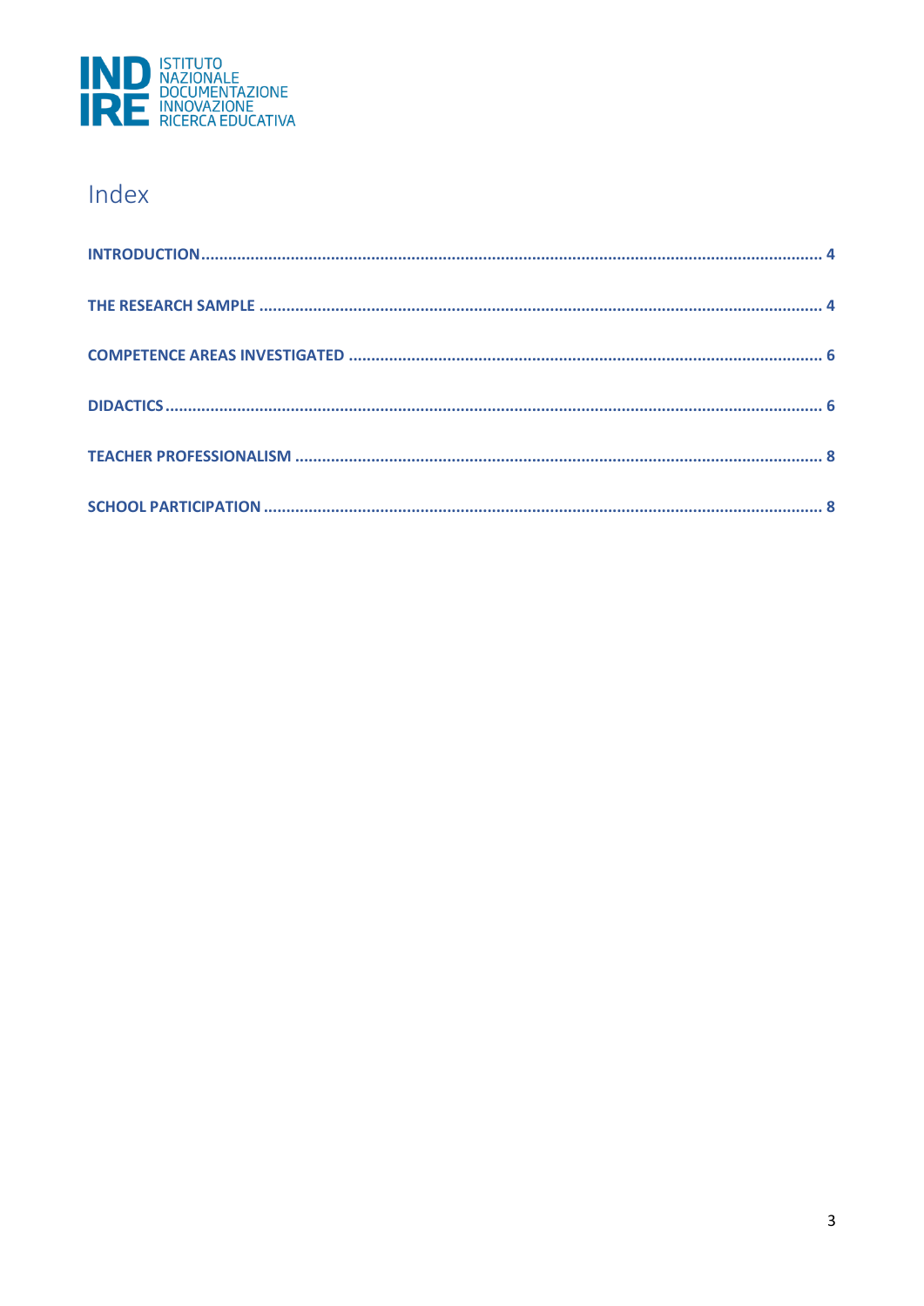INDIRE ISTITUTO NAZIONALE DOCUMENTAZIONE INNOVAZIONE RICERCA EDUCATIVA

# Index

**INTRODUCTION** ........................................................................................................................ 4

**THE RESEARCH SAMPLE** ............................................................................................................. 4

**COMPETENCE AREAS INVESTIGATED** ......................................................................................... 6

**DIDACTICS** ................................................................................................................................. 6

**TEACHER PROFESSIONALISM** ..................................................................................................... 8

**SCHOOL PARTICIPATION** ........................................................................................................... 8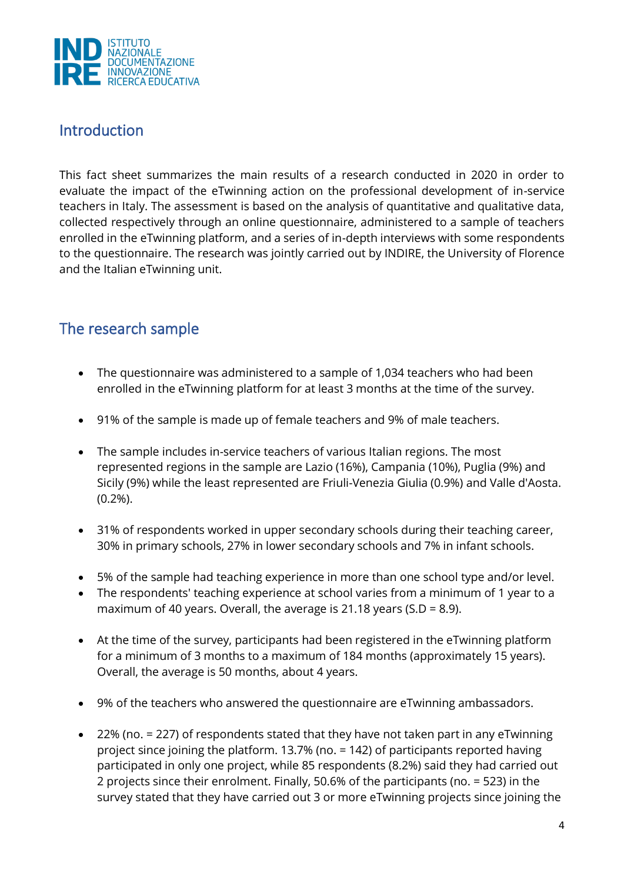## Introduction

This fact sheet summarizes the main results of a research conducted in 2020 in order to evaluate the impact of the eTwinning action on the professional development of in-service teachers in Italy. The assessment is based on the analysis of quantitative and qualitative data, collected respectively through an online questionnaire, administered to a sample of teachers enrolled in the eTwinning platform, and a series of in-depth interviews with some respondents to the questionnaire. The research was jointly carried out by INDIRE, the University of Florence and the Italian eTwinning unit.

## The research sample

- The questionnaire was administered to a sample of 1,034 teachers who had been enrolled in the eTwinning platform for at least 3 months at the time of the survey.
- 91% of the sample is made up of female teachers and 9% of male teachers.
- The sample includes in-service teachers of various Italian regions. The most represented regions in the sample are Lazio (16%), Campania (10%), Puglia (9%) and Sicily (9%) while the least represented are Friuli-Venezia Giulia (0.9%) and Valle d'Aosta. (0.2%).
- 31% of respondents worked in upper secondary schools during their teaching career, 30% in primary schools, 27% in lower secondary schools and 7% in infant schools.
- 5% of the sample had teaching experience in more than one school type and/or level.
- The respondents' teaching experience at school varies from a minimum of 1 year to a maximum of 40 years. Overall, the average is 21.18 years (S.D = 8.9).
- At the time of the survey, participants had been registered in the eTwinning platform for a minimum of 3 months to a maximum of 184 months (approximately 15 years). Overall, the average is 50 months, about 4 years.
- 9% of the teachers who answered the questionnaire are eTwinning ambassadors.
- 22% (no. = 227) of respondents stated that they have not taken part in any eTwinning project since joining the platform. 13.7% (no. = 142) of participants reported having participated in only one project, while 85 respondents (8.2%) said they had carried out 2 projects since their enrolment. Finally, 50.6% of the participants (no. = 523) in the survey stated that they have carried out 3 or more eTwinning projects since joining the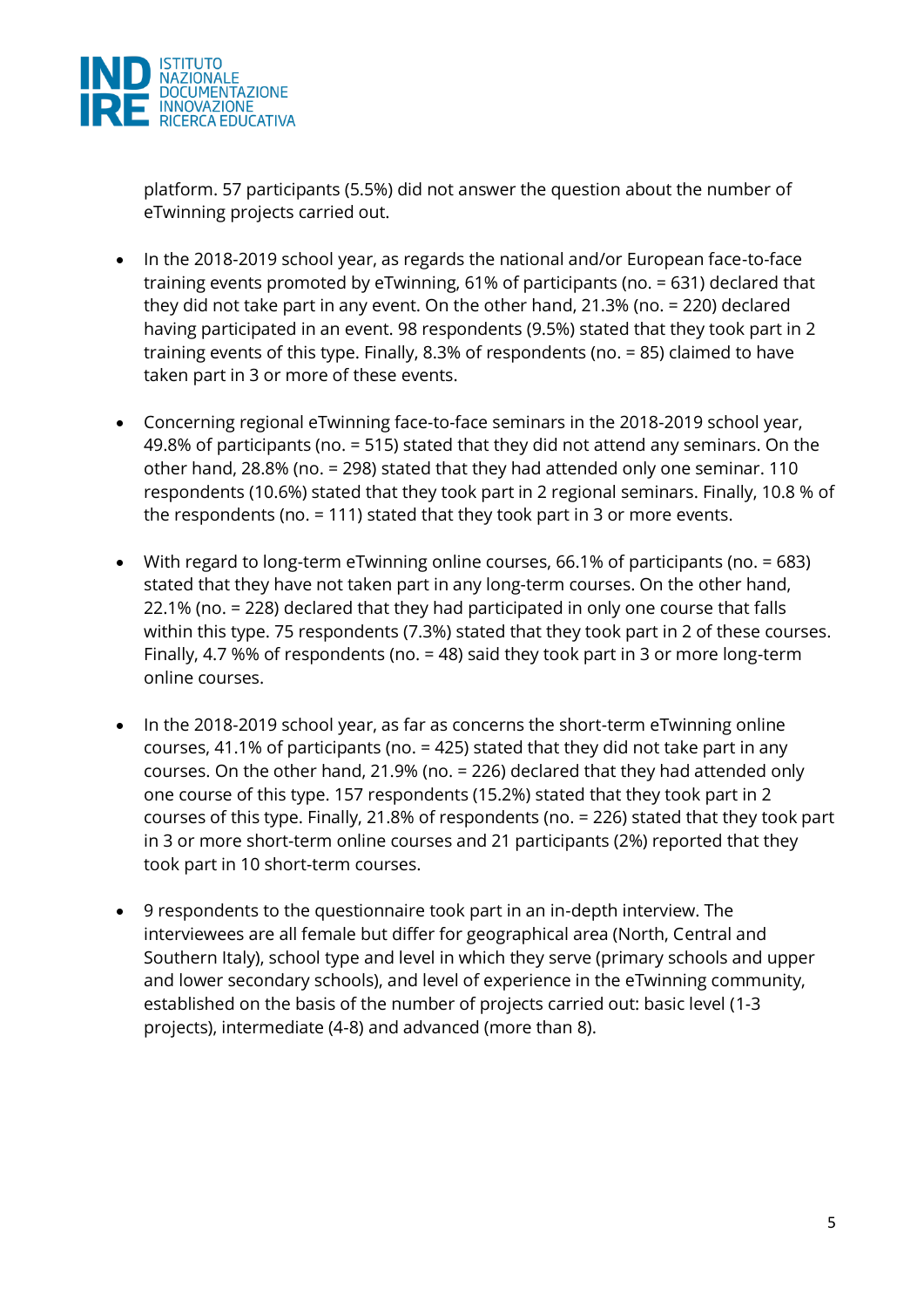platform. 57 participants (5.5%) did not answer the question about the number of eTwinning projects carried out.

- In the 2018-2019 school year, as regards the national and/or European face-to-face training events promoted by eTwinning, 61% of participants (no. = 631) declared that they did not take part in any event. On the other hand, 21.3% (no. = 220) declared having participated in an event. 98 respondents (9.5%) stated that they took part in 2 training events of this type. Finally, 8.3% of respondents (no. = 85) claimed to have taken part in 3 or more of these events.

- Concerning regional eTwinning face-to-face seminars in the 2018-2019 school year, 49.8% of participants (no. = 515) stated that they did not attend any seminars. On the other hand, 28.8% (no. = 298) stated that they had attended only one seminar. 110 respondents (10.6%) stated that they took part in 2 regional seminars. Finally, 10.8 % of the respondents (no. = 111) stated that they took part in 3 or more events.

- With regard to long-term eTwinning online courses, 66.1% of participants (no. = 683) stated that they have not taken part in any long-term courses. On the other hand, 22.1% (no. = 228) declared that they had participated in only one course that falls within this type. 75 respondents (7.3%) stated that they took part in 2 of these courses. Finally, 4.7 %% of respondents (no. = 48) said they took part in 3 or more long-term online courses.

- In the 2018-2019 school year, as far as concerns the short-term eTwinning online courses, 41.1% of participants (no. = 425) stated that they did not take part in any courses. On the other hand, 21.9% (no. = 226) declared that they had attended only one course of this type. 157 respondents (15.2%) stated that they took part in 2 courses of this type. Finally, 21.8% of respondents (no. = 226) stated that they took part in 3 or more short-term online courses and 21 participants (2%) reported that they took part in 10 short-term courses.

- 9 respondents to the questionnaire took part in an in-depth interview. The interviewees are all female but differ for geographical area (North, Central and Southern Italy), school type and level in which they serve (primary schools and upper and lower secondary schools), and level of experience in the eTwinning community, established on the basis of the number of projects carried out: basic level (1-3 projects), intermediate (4-8) and advanced (more than 8).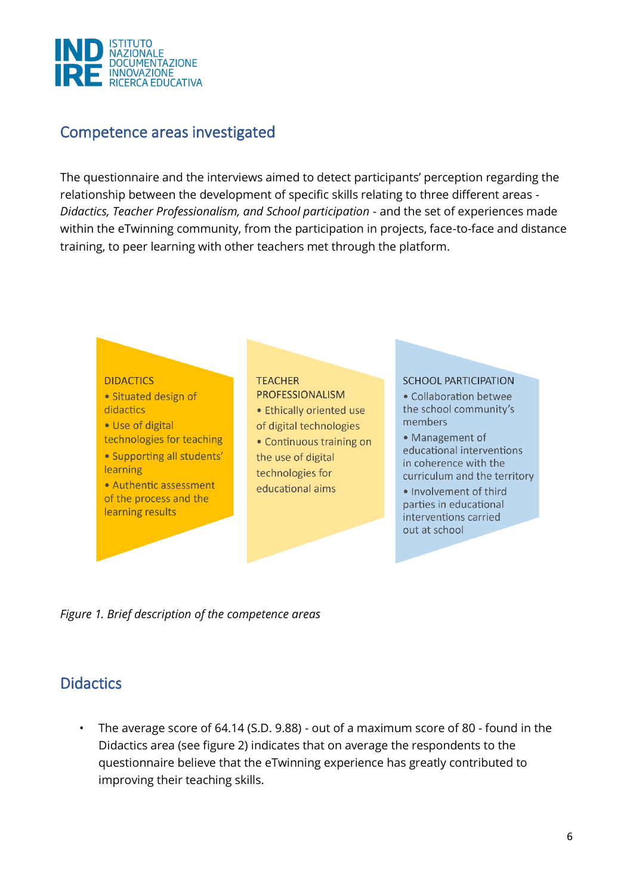## Competence areas investigated

The questionnaire and the interviews aimed to detect participants' perception regarding the relationship between the development of specific skills relating to three different areas - *Didactics, Teacher Professionalism, and School participation* - and the set of experiences made within the eTwinning community, from the participation in projects, face-to-face and distance training, to peer learning with other teachers met through the platform.

DIDACTICS
- Situated design of didactics
- Use of digital technologies for teaching
- Supporting all students' learning
- Authentic assessment of the process and the learning results

TEACHER PROFESSIONALISM
- Ethically oriented use of digital technologies
- Continuous training on the use of digital technologies for educational aims

SCHOOL PARTICIPATION
- Collaboration betwee the school community's members
- Management of educational interventions in coherence with the curriculum and the territory
- Involvement of third parties in educational interventions carried out at school

*Figure 1. Brief description of the competence areas*

## Didactics

- The average score of 64.14 (S.D. 9.88) - out of a maximum score of 80 - found in the Didactics area (see figure 2) indicates that on average the respondents to the questionnaire believe that the eTwinning experience has greatly contributed to improving their teaching skills.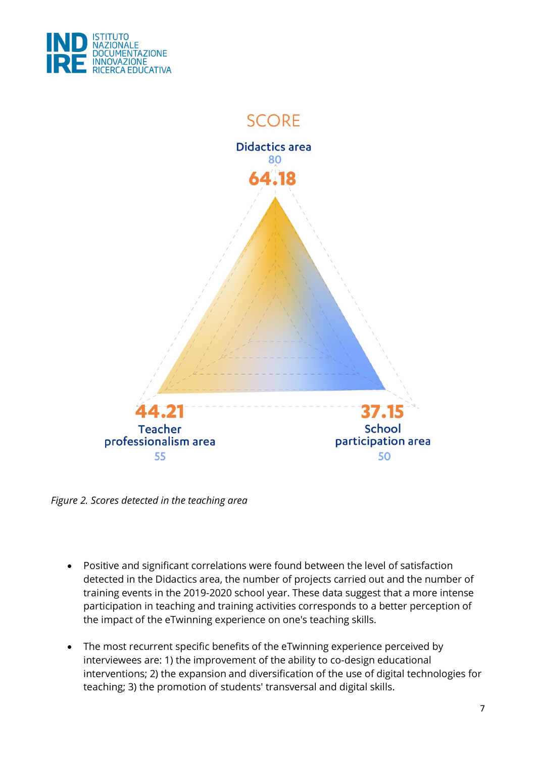SCORE

Didactics area
80
64.18

44.21
Teacher professionalism area
55

37.15
School participation area
50

*Figure 2. Scores detected in the teaching area*

- Positive and significant correlations were found between the level of satisfaction detected in the Didactics area, the number of projects carried out and the number of training events in the 2019-2020 school year. These data suggest that a more intense participation in teaching and training activities corresponds to a better perception of the impact of the eTwinning experience on one's teaching skills.

- The most recurrent specific benefits of the eTwinning experience perceived by interviewees are: 1) the improvement of the ability to co-design educational interventions; 2) the expansion and diversification of the use of digital technologies for teaching; 3) the promotion of students' transversal and digital skills.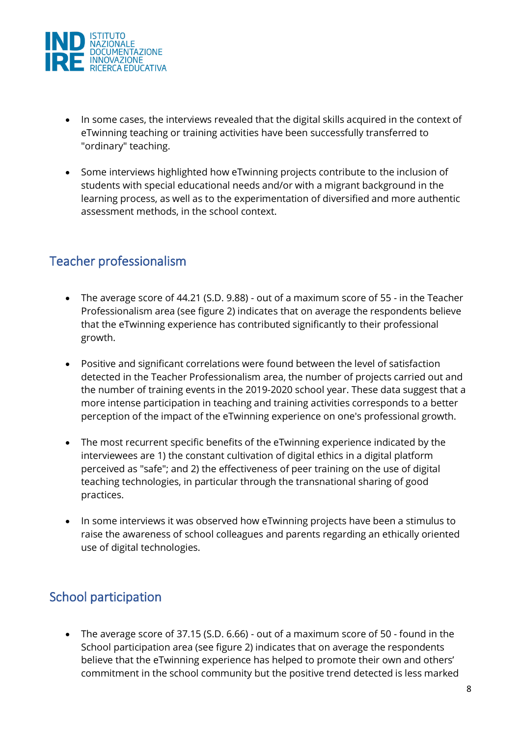- In some cases, the interviews revealed that the digital skills acquired in the context of eTwinning teaching or training activities have been successfully transferred to "ordinary" teaching.

- Some interviews highlighted how eTwinning projects contribute to the inclusion of students with special educational needs and/or with a migrant background in the learning process, as well as to the experimentation of diversified and more authentic assessment methods, in the school context.

## Teacher professionalism

- The average score of 44.21 (S.D. 9.88) - out of a maximum score of 55 - in the Teacher Professionalism area (see figure 2) indicates that on average the respondents believe that the eTwinning experience has contributed significantly to their professional growth.

- Positive and significant correlations were found between the level of satisfaction detected in the Teacher Professionalism area, the number of projects carried out and the number of training events in the 2019-2020 school year. These data suggest that a more intense participation in teaching and training activities corresponds to a better perception of the impact of the eTwinning experience on one's professional growth.

- The most recurrent specific benefits of the eTwinning experience indicated by the interviewees are 1) the constant cultivation of digital ethics in a digital platform perceived as "safe"; and 2) the effectiveness of peer training on the use of digital teaching technologies, in particular through the transnational sharing of good practices.

- In some interviews it was observed how eTwinning projects have been a stimulus to raise the awareness of school colleagues and parents regarding an ethically oriented use of digital technologies.

## School participation

- The average score of 37.15 (S.D. 6.66) - out of a maximum score of 50 - found in the School participation area (see figure 2) indicates that on average the respondents believe that the eTwinning experience has helped to promote their own and others' commitment in the school community but the positive trend detected is less marked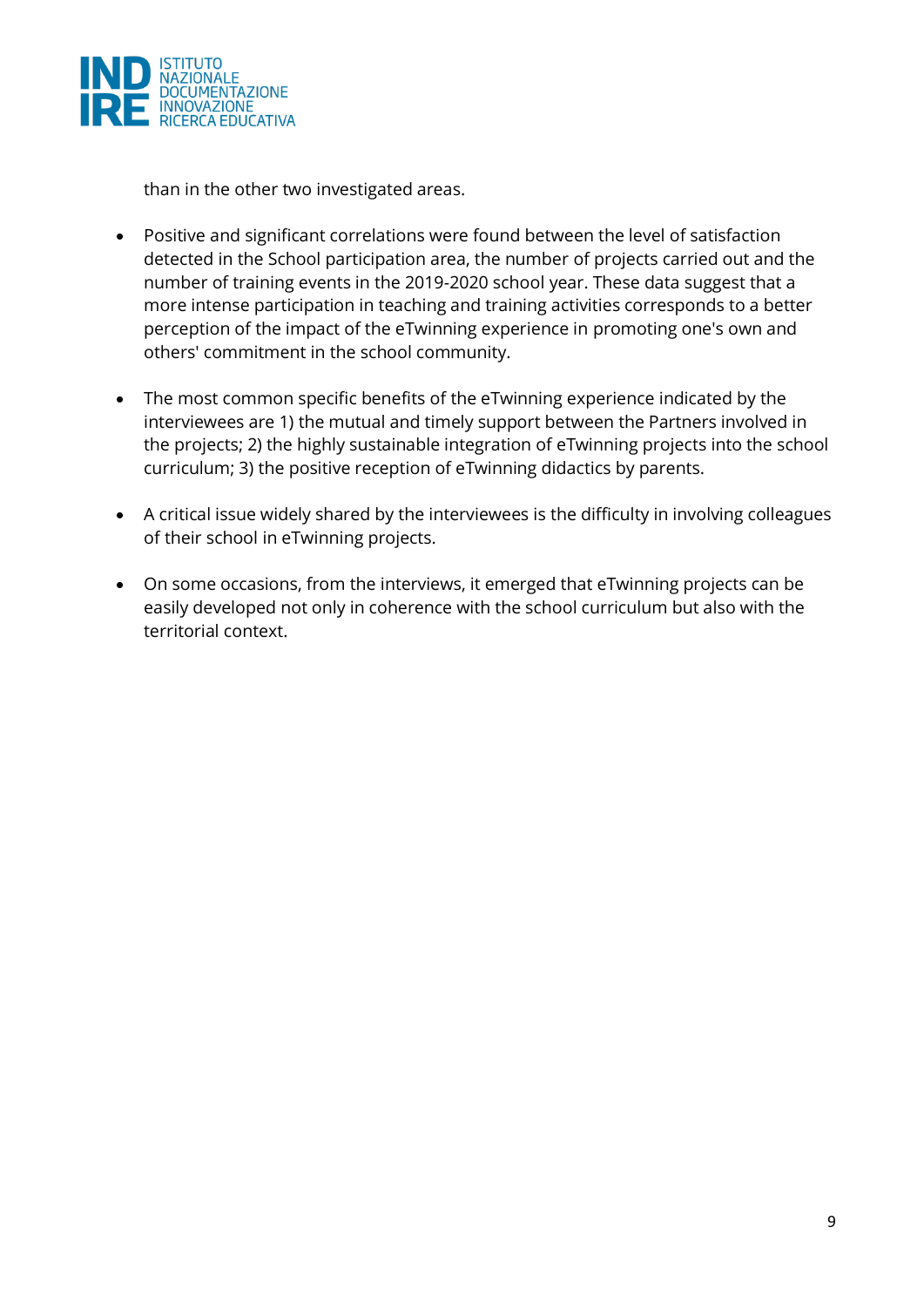than in the other two investigated areas.

- Positive and significant correlations were found between the level of satisfaction detected in the School participation area, the number of projects carried out and the number of training events in the 2019-2020 school year. These data suggest that a more intense participation in teaching and training activities corresponds to a better perception of the impact of the eTwinning experience in promoting one's own and others' commitment in the school community.

- The most common specific benefits of the eTwinning experience indicated by the interviewees are 1) the mutual and timely support between the Partners involved in the projects; 2) the highly sustainable integration of eTwinning projects into the school curriculum; 3) the positive reception of eTwinning didactics by parents.

- A critical issue widely shared by the interviewees is the difficulty in involving colleagues of their school in eTwinning projects.

- On some occasions, from the interviews, it emerged that eTwinning projects can be easily developed not only in coherence with the school curriculum but also with the territorial context.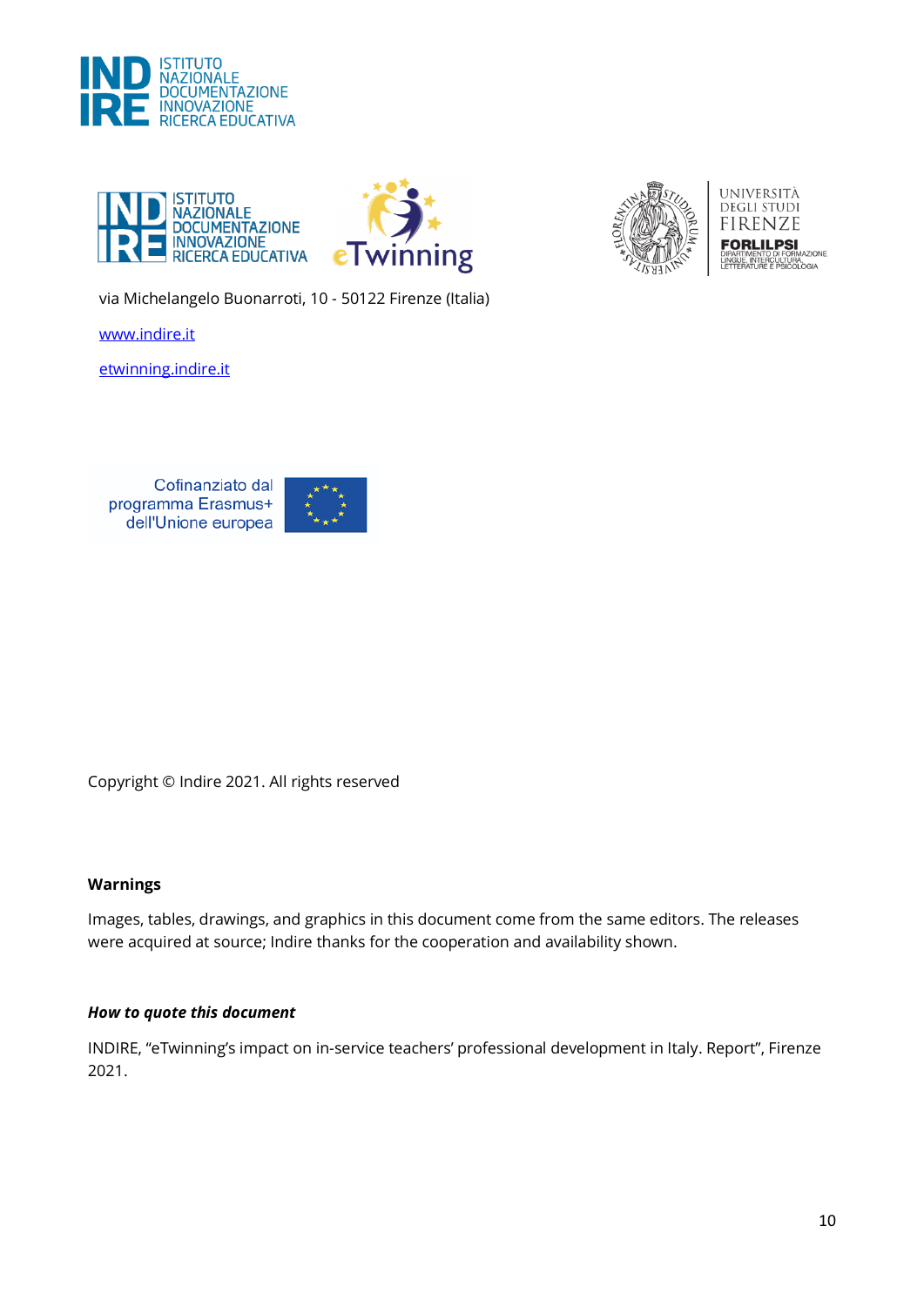via Michelangelo Buonarroti, 10 - 50122 Firenze (Italia)

www.indire.it

etwinning.indire.it

Cofinanziato dal programma Erasmus+ dell'Unione europea

Copyright © Indire 2021. All rights reserved

**Warnings**

Images, tables, drawings, and graphics in this document come from the same editors. The releases were acquired at source; Indire thanks for the cooperation and availability shown.

***How to quote this document***

INDIRE, "eTwinning's impact on in-service teachers' professional development in Italy. Report", Firenze 2021.